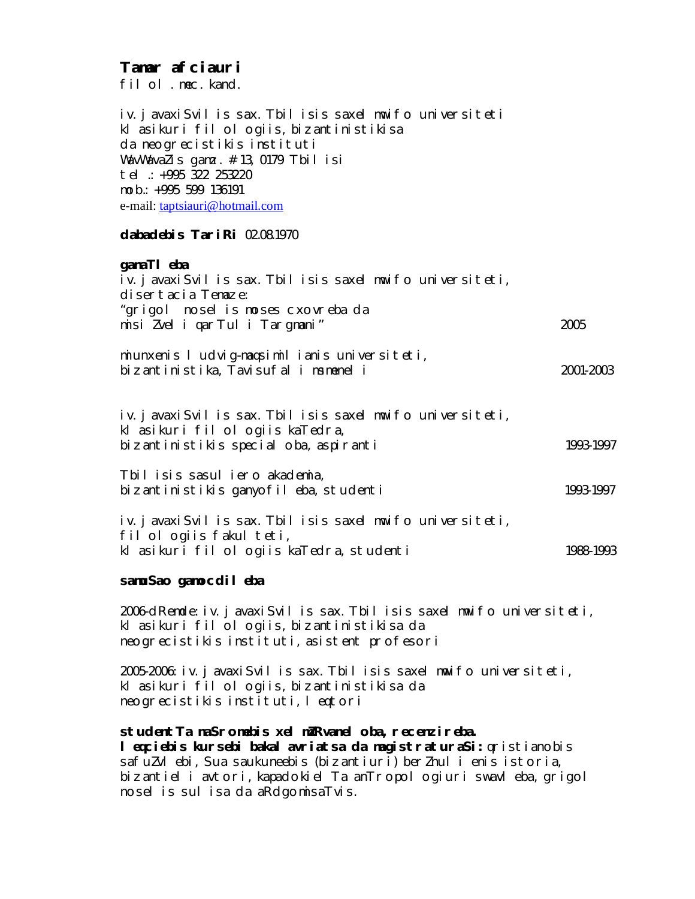## Tamar afciauri

fil ol . mec. kand.

iv. j avaxiSvil is sax. Tbil isis saxel mwifo universiteti
kl asikuri fil ol ogiis, bizantinistikisa
da neogr ecistikis instituti
WavWavaZis gamz. # 13, 0179 Tbil isi
tel .: +995 322 253220
mob.: +995 599 136191
e-mail: taptsiauri@hotmail.com

**dabadebis TariRi** 02.08.1970

**ganaTl eba**

iv. j avaxiSvil is sax. Tbil isis saxel mwifo universiteti,
disertacia Temaze:
“grigol nosel is moses cxovreba da
misi Zvel i qarTul i Targmani” — 2005

miunxenis l udvig-maqsimil ianis universiteti,
bizantinistika, Tavisufal i msmenel i — 2001-2003

iv. j avaxiSvil is sax. Tbil isis saxel mwifo universiteti,
kl asikuri fil ol ogiis kaTedra,
bizantinistikis special oba, aspiranti — 1993-1997

Tbil isis sasul iero akademia,
bizantinistikis ganyofil eba, studenti — 1993-1997

iv. j avaxiSvil is sax. Tbil isis saxel mwifo universiteti,
fil ol ogiis fakul teti,
kl asikuri fil ol ogiis kaTedra, studenti — 1988-1993

**samuSao gamocdil eba**

2006-dRemde: iv. j avaxiSvil is sax. Tbil isis saxel mwifo universiteti,
kl asikuri fil ol ogiis, bizantinistikisa da
neogr ecistikis instituti, asistent profesori

2005-2006: iv. j avaxiSvil is sax. Tbil isis saxel mwifo universiteti,
kl asikuri fil ol ogiis, bizantinistikisa da
neogr ecistikis instituti, l eqtori

**studentTa naSromebis xel mZRvanel oba, recenzireba.**
**l eqciebis kursebi bakal avriatsa da magistraturaSi:** qristianobis safuZvl ebi, Sua saukuneebis (bizantiuri) berZnul i enis istoria, bizantiel i avtori, kapadokiel Ta anTropol ogiuri swavl eba, grigol nosel is sul isa da aRdgomisaTvis.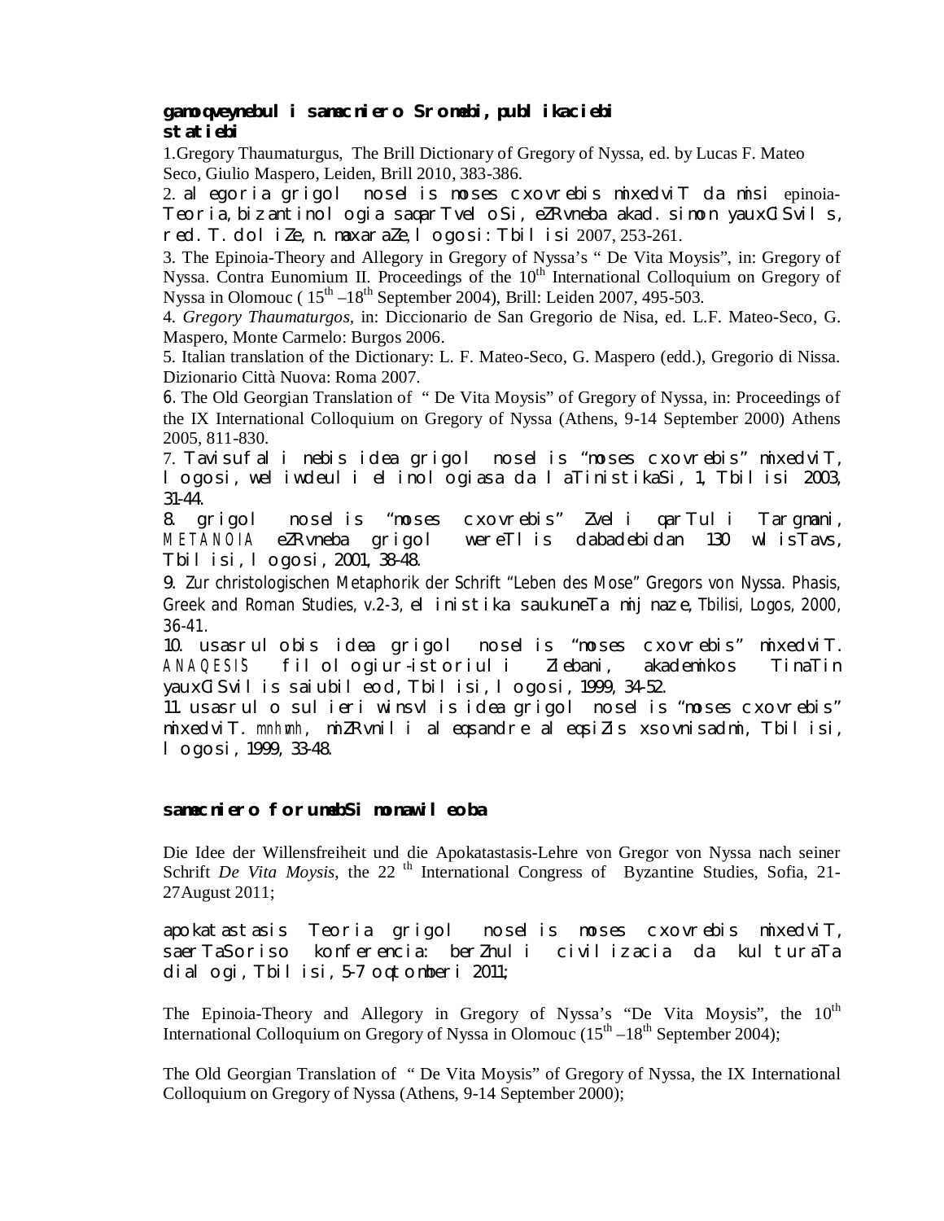**gamoqveynebuli samecniero Sromebi, publikaciebi**
**statiebi**

1.Gregory Thaumaturgus, The Brill Dictionary of Gregory of Nyssa, ed. by Lucas F. Mateo Seco, Giulio Maspero, Leiden, Brill 2010, 383-386.

2. alegoria grigol noselis moses cxovrebis mixedviT da misi epinoia-Teoria, bizantinologia saqarTveloSi, eZRvneba akad. simon yauxCiSvils, red. T. doliZe, n. maxaraZe, logosi: Tbilisi 2007, 253-261.

3. The Epinoia-Theory and Allegory in Gregory of Nyssa's " De Vita Moysis", in: Gregory of Nyssa. Contra Eunomium II. Proceedings of the 10th International Colloquium on Gregory of Nyssa in Olomouc ( 15th –18th September 2004), Brill: Leiden 2007, 495-503.

4. *Gregory Thaumaturgos*, in: Diccionario de San Gregorio de Nisa, ed. L.F. Mateo-Seco, G. Maspero, Monte Carmelo: Burgos 2006.

5. Italian translation of the Dictionary: L. F. Mateo-Seco, G. Maspero (edd.), Gregorio di Nissa. Dizionario Città Nuova: Roma 2007.

6. The Old Georgian Translation of " De Vita Moysis" of Gregory of Nyssa, in: Proceedings of the IX International Colloquium on Gregory of Nyssa (Athens, 9-14 September 2000) Athens 2005, 811-830.

7. Tavisuflebis idea grigol noselis "moses cxovrebis" mixedviT, logosi, weliwdeuli elinologiasa da laTinistikaSi, 1, Tbilisi 2003, 31-44.

8. grigol noselis "moses cxovrebis" Zveli qarTuli Targmani, METANOIA eZRvneba grigol wereTlis dabadebidan 130 wlisTavs, Tbilisi, logosi, 2001, 38-48.

9. Zur christologischen Metaphorik der Schrift "Leben des Mose" Gregors von Nyssa. Phasis, Greek and Roman Studies, v.2-3, elinistika saukuneTa mijnaze, Tbilisi, Logos, 2000, 36-41.

10. usasrulobis idea grigol noselis "moses cxovrebis" mixedviT. ANAQESIS filologiur-istoriuli Ziebani, akademikos TinaTin yauxCiSvilis saiubileod, Tbilisi, logosi, 1999, 34-52.

11. usasrulo sulieri winsvlis idea grigol noselis "moses cxovrebis" mixedviT. mnhmh, miZRvnili aleqsandre aleqsiZis xsovnisadmi, Tbilisi, logosi, 1999, 33-48.

**samecniero forumebSi monawileoba**

Die Idee der Willensfreiheit und die Apokatastasis-Lehre von Gregor von Nyssa nach seiner Schrift *De Vita Moysis*, the 22 th International Congress of Byzantine Studies, Sofia, 21-27August 2011;

apokatastasis Teoria grigol noselis moses cxovrebis mixedviT, saerTaSoriso konferencia: berZnuli civilizacia da kulturaTa dialogi, Tbilisi, 5-7 oqtomberi 2011;

The Epinoia-Theory and Allegory in Gregory of Nyssa's "De Vita Moysis", the 10th International Colloquium on Gregory of Nyssa in Olomouc (15th –18th September 2004);

The Old Georgian Translation of " De Vita Moysis" of Gregory of Nyssa, the IX International Colloquium on Gregory of Nyssa (Athens, 9-14 September 2000);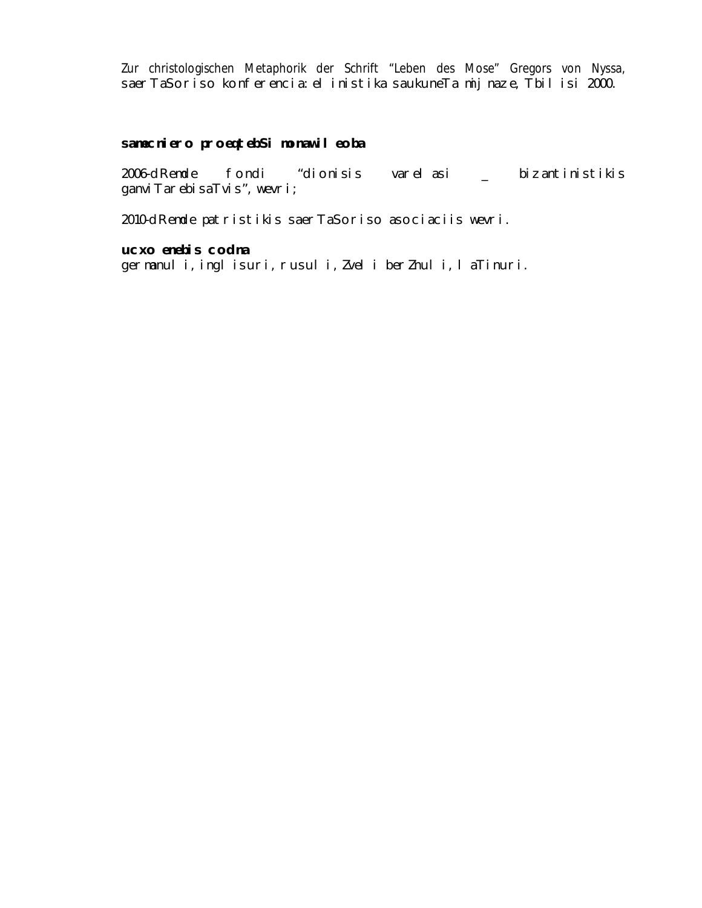Zur christologischen Metaphorik der Schrift "Leben des Mose" Gregors von Nyssa, saerTaSoriso konferencia: elinistika saukuneTa mijnaze, Tbilisi 2000.

**samecniero proeqtebSi monawileoba**

2006-dRemde fondi "dionisis varelasi _ bizantinistikis ganviTarebisaTvis", wevri;

2010-dRemde patristikis saerTaSoriso asociaciis wevri.

**ucxo enebis codna**

germanuli, inglisuri, rusuli, Zveli berZnuli, laTinuri.